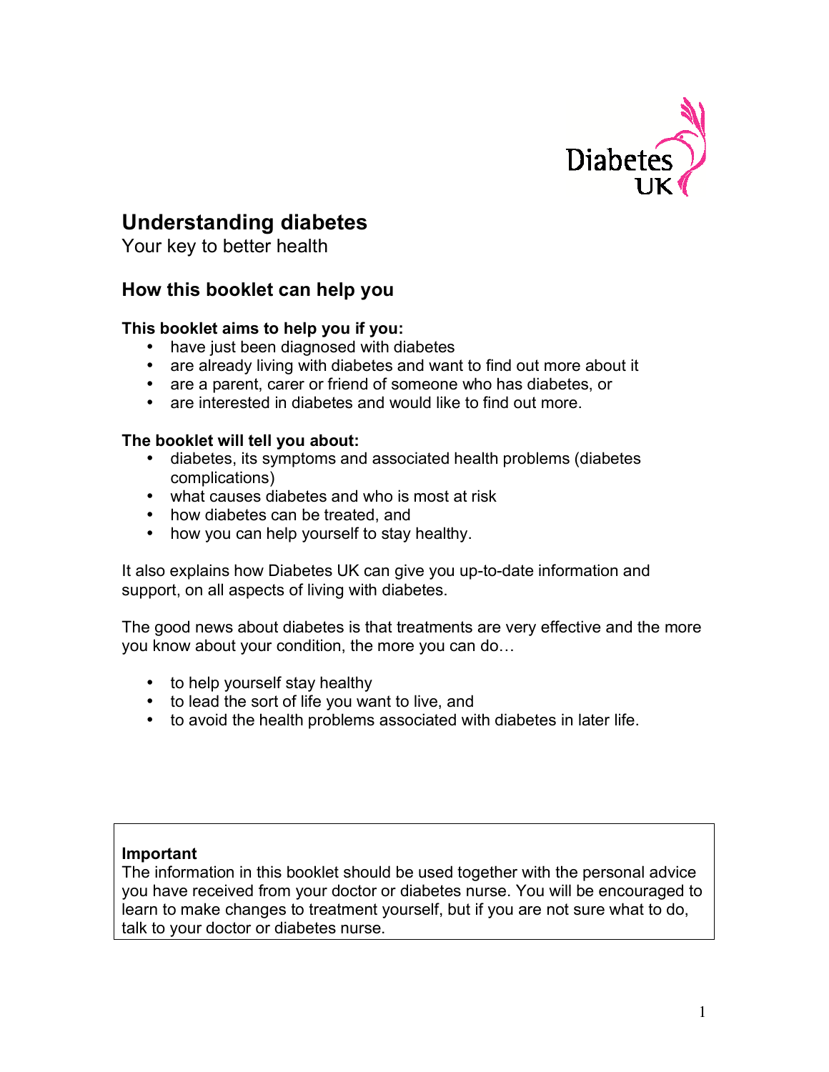# Understanding diabetes

Your key to better health

## How this booklet can help you

**This booklet aims to help you if you:**

- have just been diagnosed with diabetes
- are already living with diabetes and want to find out more about it
- are a parent, carer or friend of someone who has diabetes, or
- are interested in diabetes and would like to find out more.

**The booklet will tell you about:**

- diabetes, its symptoms and associated health problems (diabetes complications)
- what causes diabetes and who is most at risk
- how diabetes can be treated, and
- how you can help yourself to stay healthy.

It also explains how Diabetes UK can give you up-to-date information and support, on all aspects of living with diabetes.

The good news about diabetes is that treatments are very effective and the more you know about your condition, the more you can do…

- to help yourself stay healthy
- to lead the sort of life you want to live, and
- to avoid the health problems associated with diabetes in later life.

**Important**

The information in this booklet should be used together with the personal advice you have received from your doctor or diabetes nurse. You will be encouraged to learn to make changes to treatment yourself, but if you are not sure what to do, talk to your doctor or diabetes nurse.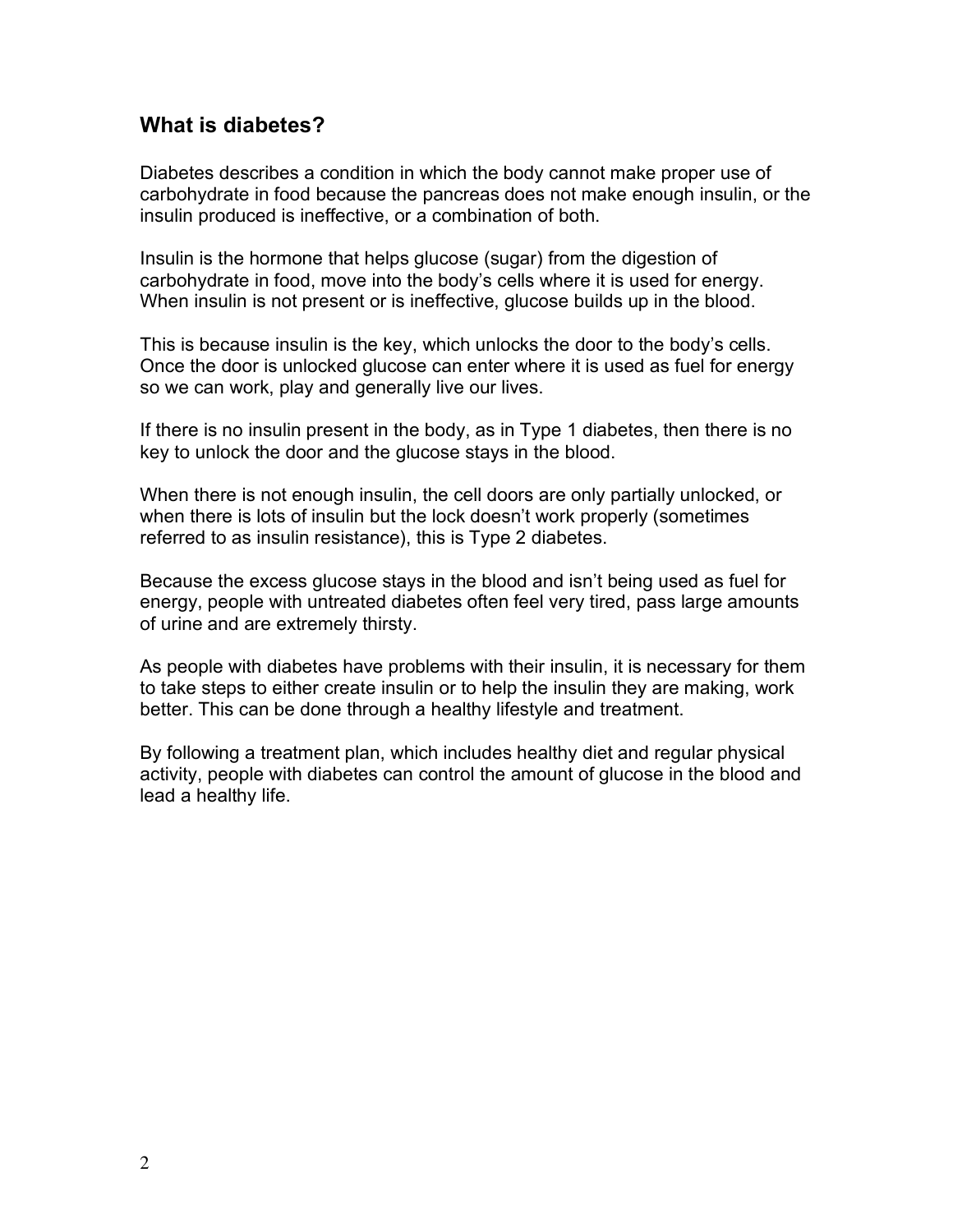## What is diabetes?

Diabetes describes a condition in which the body cannot make proper use of carbohydrate in food because the pancreas does not make enough insulin, or the insulin produced is ineffective, or a combination of both.

Insulin is the hormone that helps glucose (sugar) from the digestion of carbohydrate in food, move into the body's cells where it is used for energy. When insulin is not present or is ineffective, glucose builds up in the blood.

This is because insulin is the key, which unlocks the door to the body's cells. Once the door is unlocked glucose can enter where it is used as fuel for energy so we can work, play and generally live our lives.

If there is no insulin present in the body, as in Type 1 diabetes, then there is no key to unlock the door and the glucose stays in the blood.

When there is not enough insulin, the cell doors are only partially unlocked, or when there is lots of insulin but the lock doesn't work properly (sometimes referred to as insulin resistance), this is Type 2 diabetes.

Because the excess glucose stays in the blood and isn't being used as fuel for energy, people with untreated diabetes often feel very tired, pass large amounts of urine and are extremely thirsty.

As people with diabetes have problems with their insulin, it is necessary for them to take steps to either create insulin or to help the insulin they are making, work better. This can be done through a healthy lifestyle and treatment.

By following a treatment plan, which includes healthy diet and regular physical activity, people with diabetes can control the amount of glucose in the blood and lead a healthy life.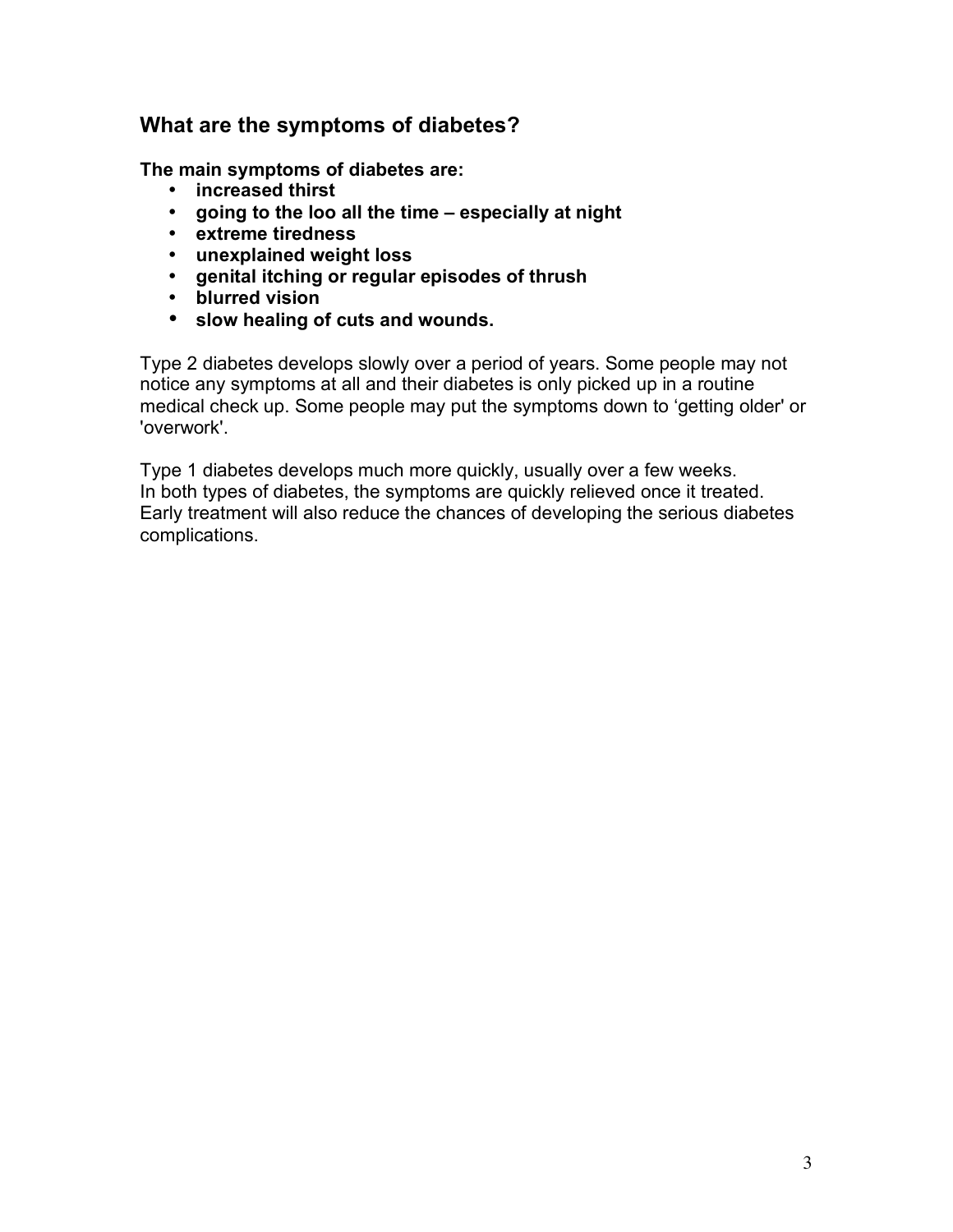## What are the symptoms of diabetes?

**The main symptoms of diabetes are:**

- **increased thirst**
- **going to the loo all the time – especially at night**
- **extreme tiredness**
- **unexplained weight loss**
- **genital itching or regular episodes of thrush**
- **blurred vision**
- **slow healing of cuts and wounds.**

Type 2 diabetes develops slowly over a period of years. Some people may not notice any symptoms at all and their diabetes is only picked up in a routine medical check up. Some people may put the symptoms down to 'getting older' or 'overwork'.

Type 1 diabetes develops much more quickly, usually over a few weeks.
In both types of diabetes, the symptoms are quickly relieved once it treated.
Early treatment will also reduce the chances of developing the serious diabetes complications.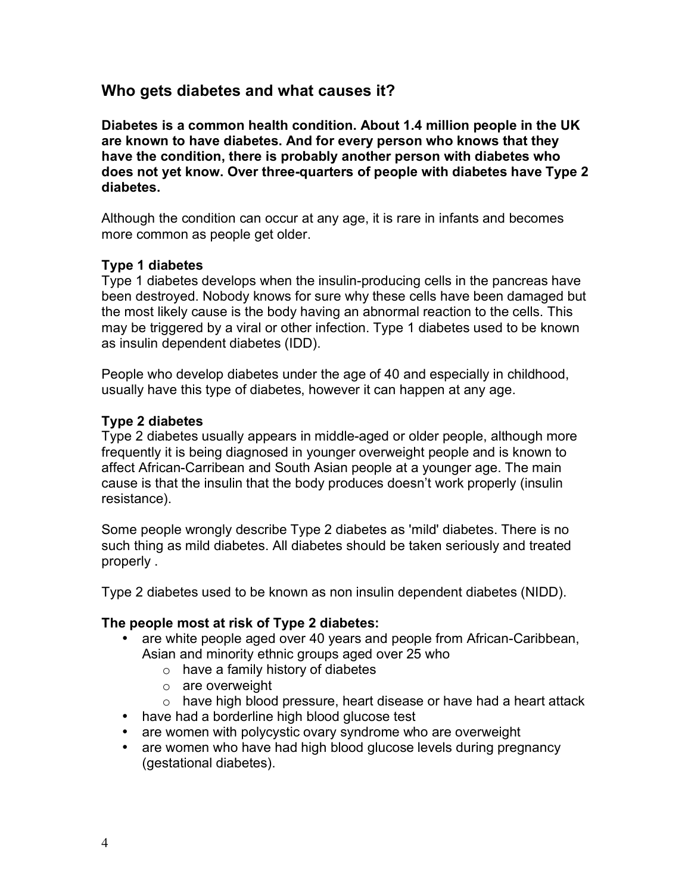## Who gets diabetes and what causes it?

**Diabetes is a common health condition. About 1.4 million people in the UK are known to have diabetes. And for every person who knows that they have the condition, there is probably another person with diabetes who does not yet know. Over three-quarters of people with diabetes have Type 2 diabetes.**

Although the condition can occur at any age, it is rare in infants and becomes more common as people get older.

**Type 1 diabetes**
Type 1 diabetes develops when the insulin-producing cells in the pancreas have been destroyed. Nobody knows for sure why these cells have been damaged but the most likely cause is the body having an abnormal reaction to the cells. This may be triggered by a viral or other infection. Type 1 diabetes used to be known as insulin dependent diabetes (IDD).

People who develop diabetes under the age of 40 and especially in childhood, usually have this type of diabetes, however it can happen at any age.

**Type 2 diabetes**
Type 2 diabetes usually appears in middle-aged or older people, although more frequently it is being diagnosed in younger overweight people and is known to affect African-Carribean and South Asian people at a younger age. The main cause is that the insulin that the body produces doesn't work properly (insulin resistance).

Some people wrongly describe Type 2 diabetes as 'mild' diabetes. There is no such thing as mild diabetes. All diabetes should be taken seriously and treated properly .

Type 2 diabetes used to be known as non insulin dependent diabetes (NIDD).

**The people most at risk of Type 2 diabetes:**

- are white people aged over 40 years and people from African-Caribbean, Asian and minority ethnic groups aged over 25 who
  - have a family history of diabetes
  - are overweight
  - have high blood pressure, heart disease or have had a heart attack
- have had a borderline high blood glucose test
- are women with polycystic ovary syndrome who are overweight
- are women who have had high blood glucose levels during pregnancy (gestational diabetes).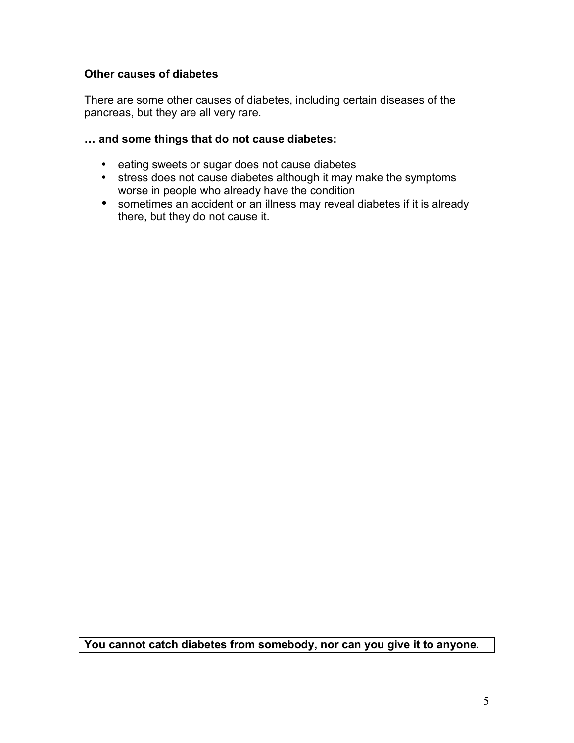### Other causes of diabetes

There are some other causes of diabetes, including certain diseases of the pancreas, but they are all very rare.

### … and some things that do not cause diabetes:

- eating sweets or sugar does not cause diabetes
- stress does not cause diabetes although it may make the symptoms worse in people who already have the condition
- sometimes an accident or an illness may reveal diabetes if it is already there, but they do not cause it.

**You cannot catch diabetes from somebody, nor can you give it to anyone.**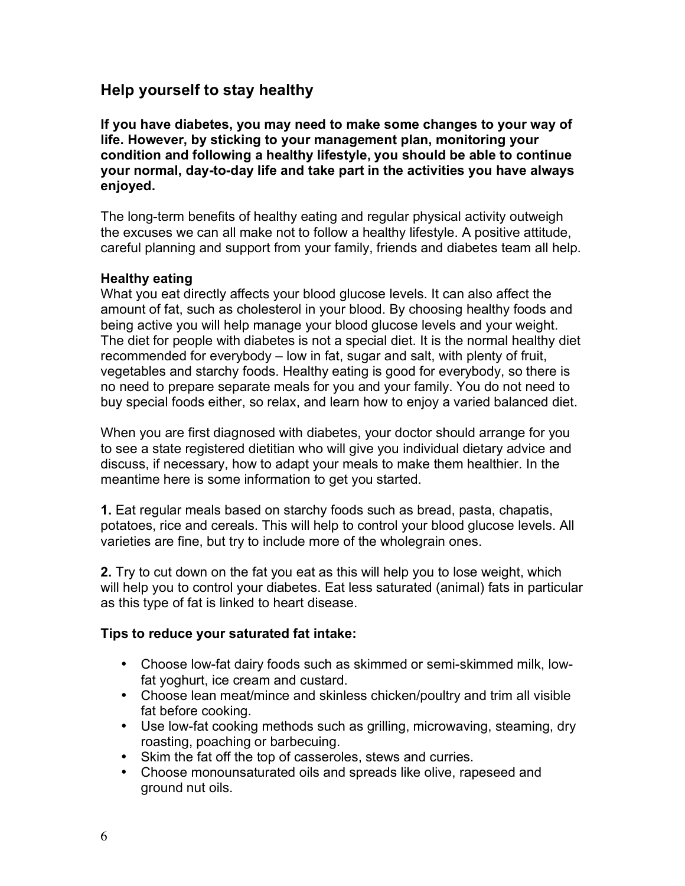## Help yourself to stay healthy

**If you have diabetes, you may need to make some changes to your way of life. However, by sticking to your management plan, monitoring your condition and following a healthy lifestyle, you should be able to continue your normal, day-to-day life and take part in the activities you have always enjoyed.**

The long-term benefits of healthy eating and regular physical activity outweigh the excuses we can all make not to follow a healthy lifestyle. A positive attitude, careful planning and support from your family, friends and diabetes team all help.

### Healthy eating

What you eat directly affects your blood glucose levels. It can also affect the amount of fat, such as cholesterol in your blood. By choosing healthy foods and being active you will help manage your blood glucose levels and your weight. The diet for people with diabetes is not a special diet. It is the normal healthy diet recommended for everybody – low in fat, sugar and salt, with plenty of fruit, vegetables and starchy foods. Healthy eating is good for everybody, so there is no need to prepare separate meals for you and your family. You do not need to buy special foods either, so relax, and learn how to enjoy a varied balanced diet.

When you are first diagnosed with diabetes, your doctor should arrange for you to see a state registered dietitian who will give you individual dietary advice and discuss, if necessary, how to adapt your meals to make them healthier. In the meantime here is some information to get you started.

**1.** Eat regular meals based on starchy foods such as bread, pasta, chapatis, potatoes, rice and cereals. This will help to control your blood glucose levels. All varieties are fine, but try to include more of the wholegrain ones.

**2.** Try to cut down on the fat you eat as this will help you to lose weight, which will help you to control your diabetes. Eat less saturated (animal) fats in particular as this type of fat is linked to heart disease.

**Tips to reduce your saturated fat intake:**

- Choose low-fat dairy foods such as skimmed or semi-skimmed milk, low-fat yoghurt, ice cream and custard.
- Choose lean meat/mince and skinless chicken/poultry and trim all visible fat before cooking.
- Use low-fat cooking methods such as grilling, microwaving, steaming, dry roasting, poaching or barbecuing.
- Skim the fat off the top of casseroles, stews and curries.
- Choose monounsaturated oils and spreads like olive, rapeseed and ground nut oils.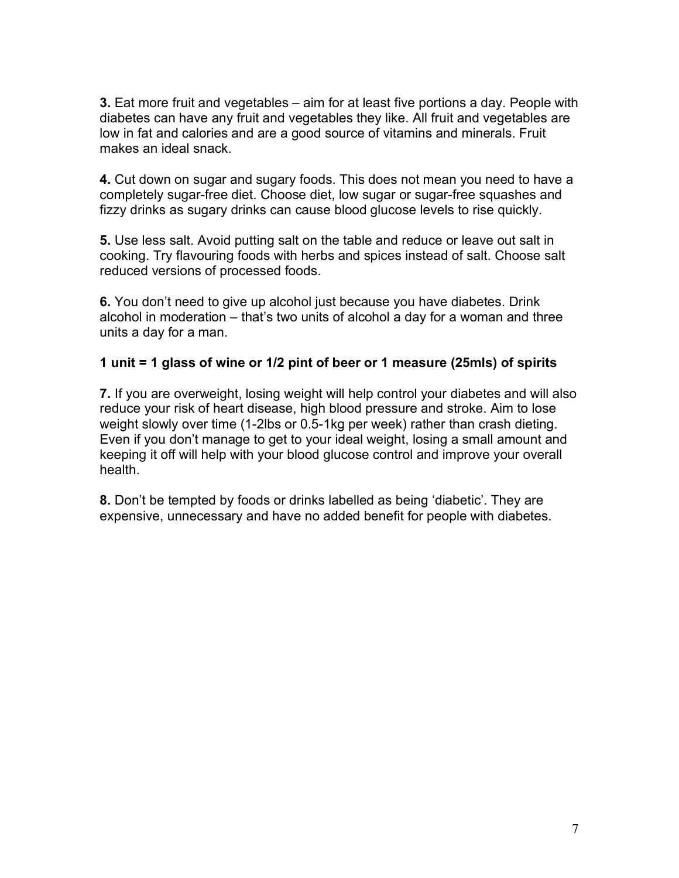**3.** Eat more fruit and vegetables – aim for at least five portions a day. People with diabetes can have any fruit and vegetables they like. All fruit and vegetables are low in fat and calories and are a good source of vitamins and minerals. Fruit makes an ideal snack.

**4.** Cut down on sugar and sugary foods. This does not mean you need to have a completely sugar-free diet. Choose diet, low sugar or sugar-free squashes and fizzy drinks as sugary drinks can cause blood glucose levels to rise quickly.

**5.** Use less salt. Avoid putting salt on the table and reduce or leave out salt in cooking. Try flavouring foods with herbs and spices instead of salt. Choose salt reduced versions of processed foods.

**6.** You don't need to give up alcohol just because you have diabetes. Drink alcohol in moderation – that's two units of alcohol a day for a woman and three units a day for a man.

**1 unit = 1 glass of wine or 1/2 pint of beer or 1 measure (25mls) of spirits**

**7.** If you are overweight, losing weight will help control your diabetes and will also reduce your risk of heart disease, high blood pressure and stroke. Aim to lose weight slowly over time (1-2lbs or 0.5-1kg per week) rather than crash dieting. Even if you don't manage to get to your ideal weight, losing a small amount and keeping it off will help with your blood glucose control and improve your overall health.

**8.** Don't be tempted by foods or drinks labelled as being 'diabetic'. They are expensive, unnecessary and have no added benefit for people with diabetes.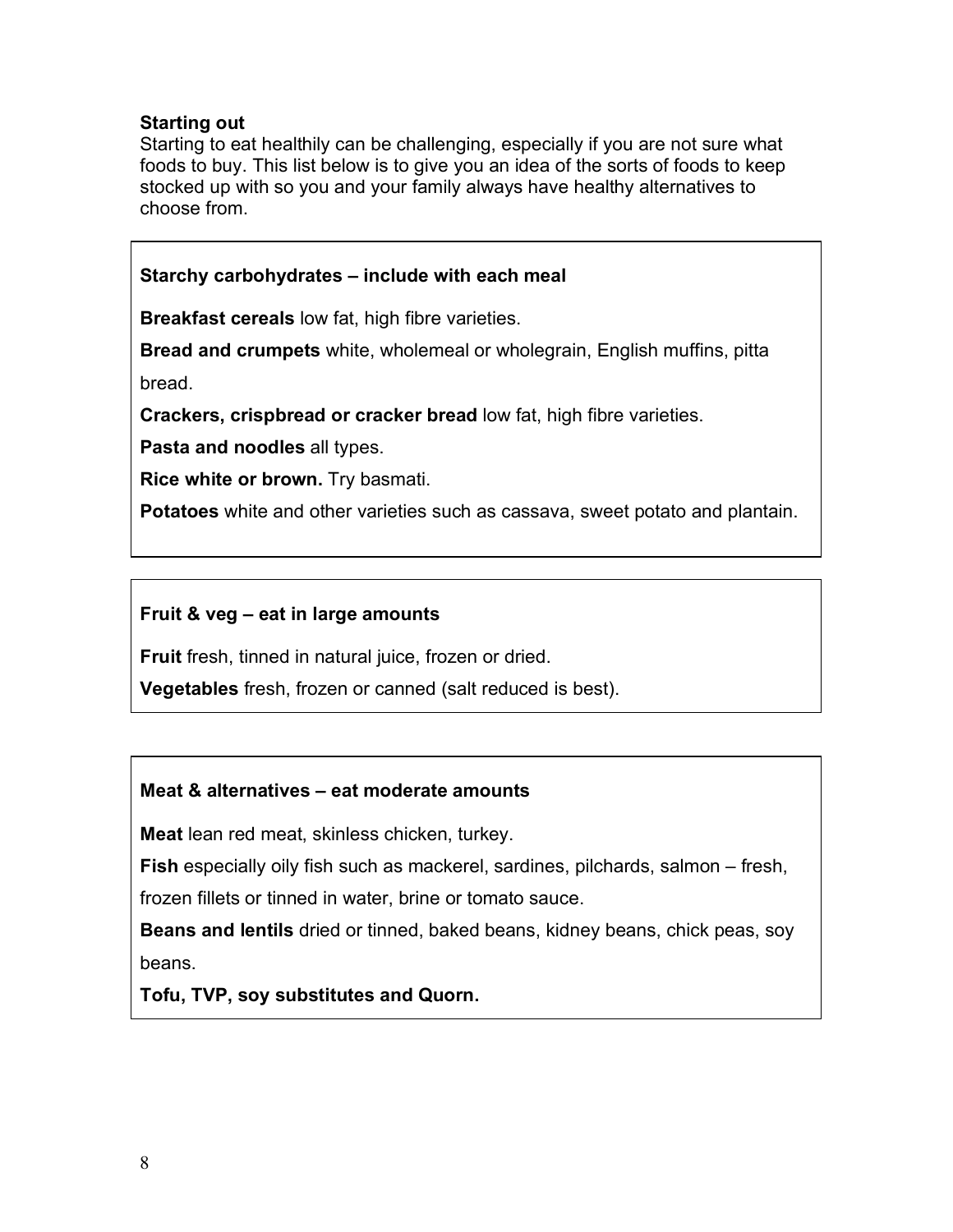**Starting out**

Starting to eat healthily can be challenging, especially if you are not sure what foods to buy. This list below is to give you an idea of the sorts of foods to keep stocked up with so you and your family always have healthy alternatives to choose from.

**Starchy carbohydrates – include with each meal**

**Breakfast cereals** low fat, high fibre varieties.

**Bread and crumpets** white, wholemeal or wholegrain, English muffins, pitta bread.

**Crackers, crispbread or cracker bread** low fat, high fibre varieties.

**Pasta and noodles** all types.

**Rice white or brown.** Try basmati.

**Potatoes** white and other varieties such as cassava, sweet potato and plantain.

**Fruit & veg – eat in large amounts**

**Fruit** fresh, tinned in natural juice, frozen or dried.

**Vegetables** fresh, frozen or canned (salt reduced is best).

**Meat & alternatives – eat moderate amounts**

**Meat** lean red meat, skinless chicken, turkey.

**Fish** especially oily fish such as mackerel, sardines, pilchards, salmon – fresh, frozen fillets or tinned in water, brine or tomato sauce.

**Beans and lentils** dried or tinned, baked beans, kidney beans, chick peas, soy beans.

**Tofu, TVP, soy substitutes and Quorn.**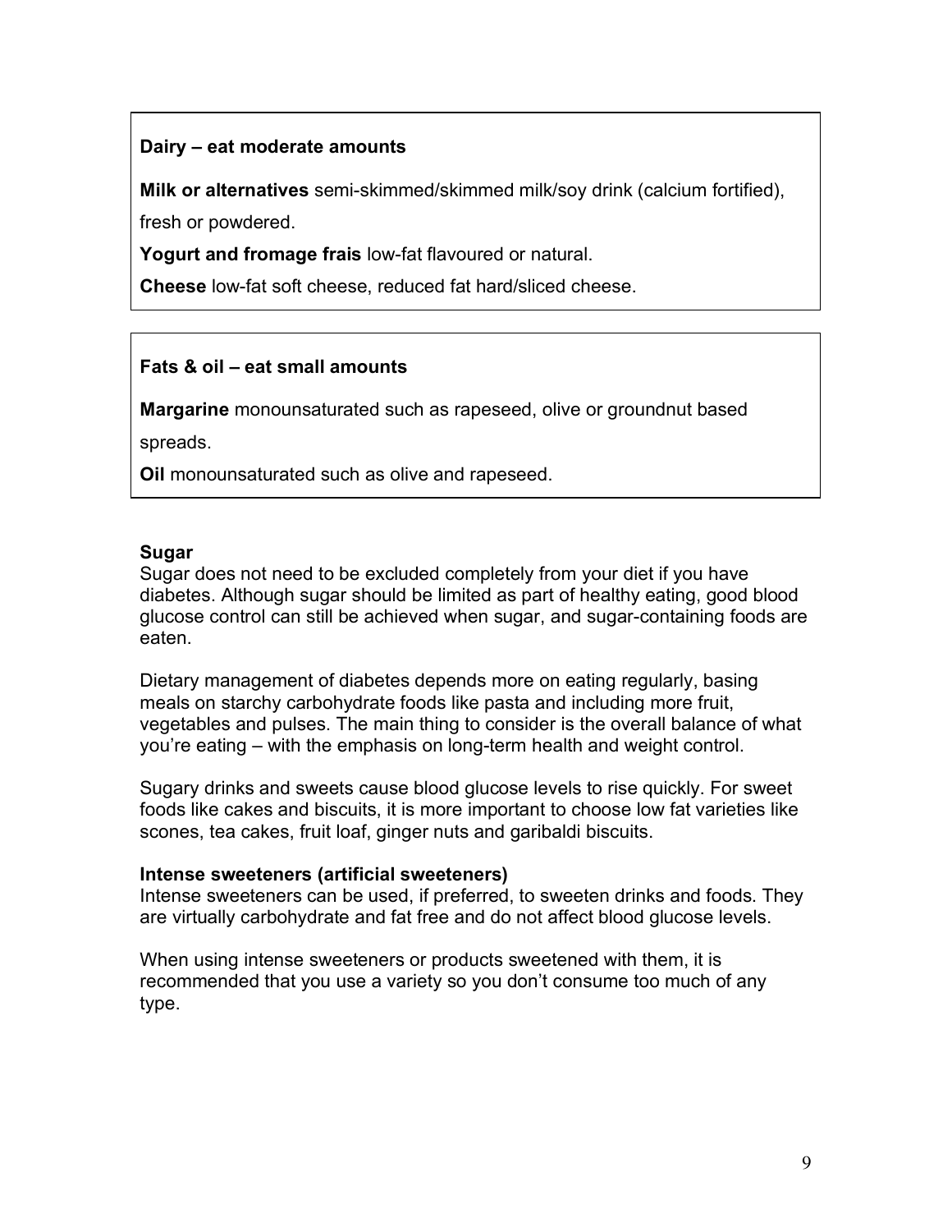**Dairy – eat moderate amounts**

**Milk or alternatives** semi-skimmed/skimmed milk/soy drink (calcium fortified), fresh or powdered.

**Yogurt and fromage frais** low-fat flavoured or natural.

**Cheese** low-fat soft cheese, reduced fat hard/sliced cheese.

**Fats & oil – eat small amounts**

**Margarine** monounsaturated such as rapeseed, olive or groundnut based spreads.

**Oil** monounsaturated such as olive and rapeseed.

### Sugar

Sugar does not need to be excluded completely from your diet if you have diabetes. Although sugar should be limited as part of healthy eating, good blood glucose control can still be achieved when sugar, and sugar-containing foods are eaten.

Dietary management of diabetes depends more on eating regularly, basing meals on starchy carbohydrate foods like pasta and including more fruit, vegetables and pulses. The main thing to consider is the overall balance of what you're eating – with the emphasis on long-term health and weight control.

Sugary drinks and sweets cause blood glucose levels to rise quickly. For sweet foods like cakes and biscuits, it is more important to choose low fat varieties like scones, tea cakes, fruit loaf, ginger nuts and garibaldi biscuits.

### Intense sweeteners (artificial sweeteners)

Intense sweeteners can be used, if preferred, to sweeten drinks and foods. They are virtually carbohydrate and fat free and do not affect blood glucose levels.

When using intense sweeteners or products sweetened with them, it is recommended that you use a variety so you don't consume too much of any type.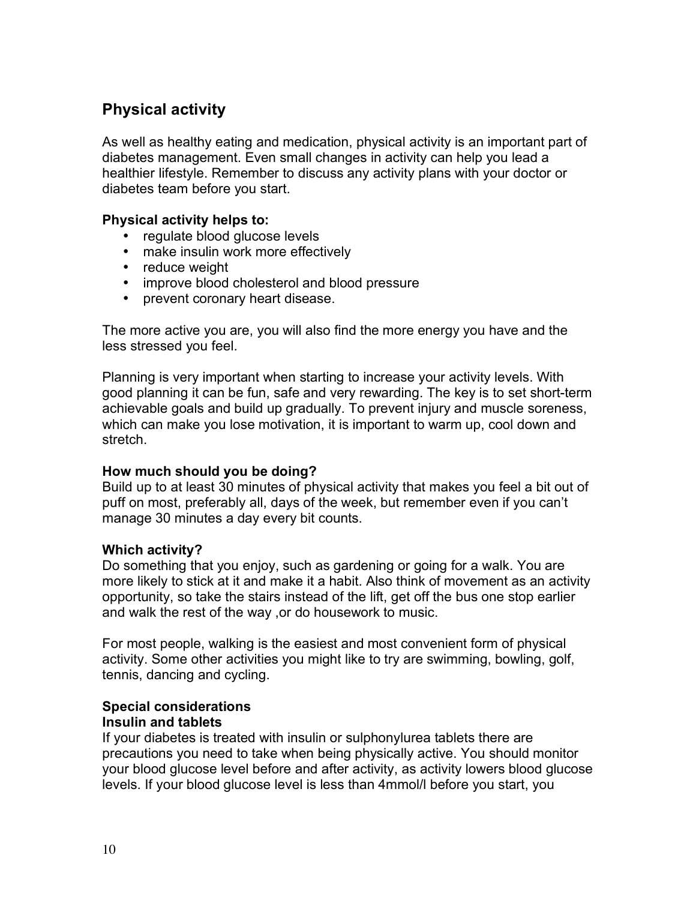## Physical activity

As well as healthy eating and medication, physical activity is an important part of diabetes management. Even small changes in activity can help you lead a healthier lifestyle. Remember to discuss any activity plans with your doctor or diabetes team before you start.

**Physical activity helps to:**

- regulate blood glucose levels
- make insulin work more effectively
- reduce weight
- improve blood cholesterol and blood pressure
- prevent coronary heart disease.

The more active you are, you will also find the more energy you have and the less stressed you feel.

Planning is very important when starting to increase your activity levels. With good planning it can be fun, safe and very rewarding. The key is to set short-term achievable goals and build up gradually. To prevent injury and muscle soreness, which can make you lose motivation, it is important to warm up, cool down and stretch.

**How much should you be doing?**
Build up to at least 30 minutes of physical activity that makes you feel a bit out of puff on most, preferably all, days of the week, but remember even if you can't manage 30 minutes a day every bit counts.

**Which activity?**
Do something that you enjoy, such as gardening or going for a walk. You are more likely to stick at it and make it a habit. Also think of movement as an activity opportunity, so take the stairs instead of the lift, get off the bus one stop earlier and walk the rest of the way ,or do housework to music.

For most people, walking is the easiest and most convenient form of physical activity. Some other activities you might like to try are swimming, bowling, golf, tennis, dancing and cycling.

**Special considerations**
**Insulin and tablets**
If your diabetes is treated with insulin or sulphonylurea tablets there are precautions you need to take when being physically active. You should monitor your blood glucose level before and after activity, as activity lowers blood glucose levels. If your blood glucose level is less than 4mmol/l before you start, you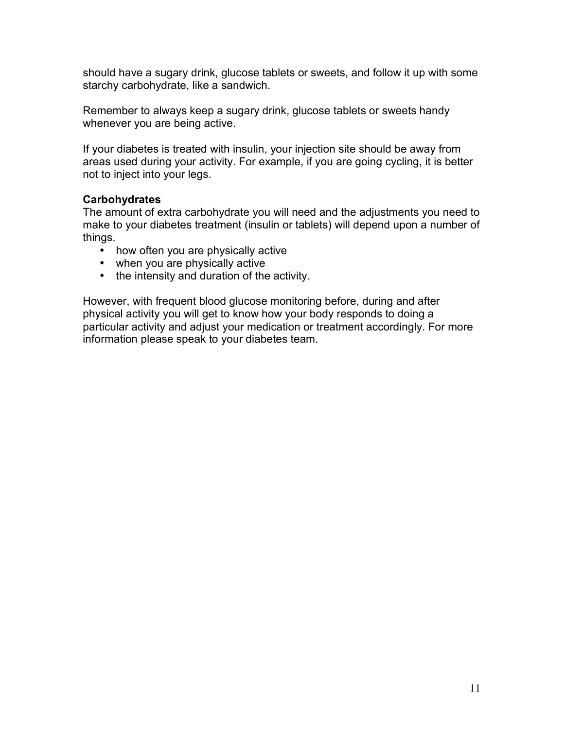should have a sugary drink, glucose tablets or sweets, and follow it up with some starchy carbohydrate, like a sandwich.

Remember to always keep a sugary drink, glucose tablets or sweets handy whenever you are being active.

If your diabetes is treated with insulin, your injection site should be away from areas used during your activity. For example, if you are going cycling, it is better not to inject into your legs.

**Carbohydrates**

The amount of extra carbohydrate you will need and the adjustments you need to make to your diabetes treatment (insulin or tablets) will depend upon a number of things.

- how often you are physically active
- when you are physically active
- the intensity and duration of the activity.

However, with frequent blood glucose monitoring before, during and after physical activity you will get to know how your body responds to doing a particular activity and adjust your medication or treatment accordingly. For more information please speak to your diabetes team.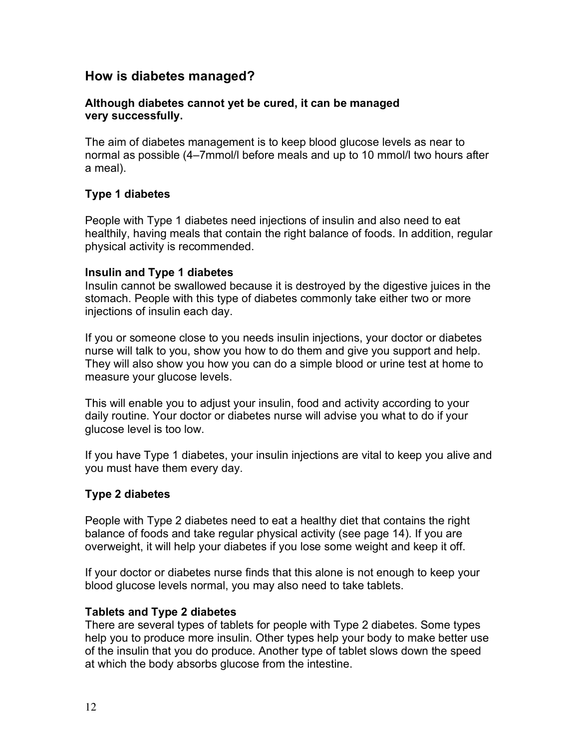## How is diabetes managed?

**Although diabetes cannot yet be cured, it can be managed very successfully.**

The aim of diabetes management is to keep blood glucose levels as near to normal as possible (4–7mmol/l before meals and up to 10 mmol/l two hours after a meal).

### Type 1 diabetes

People with Type 1 diabetes need injections of insulin and also need to eat healthily, having meals that contain the right balance of foods. In addition, regular physical activity is recommended.

**Insulin and Type 1 diabetes**
Insulin cannot be swallowed because it is destroyed by the digestive juices in the stomach. People with this type of diabetes commonly take either two or more injections of insulin each day.

If you or someone close to you needs insulin injections, your doctor or diabetes nurse will talk to you, show you how to do them and give you support and help. They will also show you how you can do a simple blood or urine test at home to measure your glucose levels.

This will enable you to adjust your insulin, food and activity according to your daily routine. Your doctor or diabetes nurse will advise you what to do if your glucose level is too low.

If you have Type 1 diabetes, your insulin injections are vital to keep you alive and you must have them every day.

### Type 2 diabetes

People with Type 2 diabetes need to eat a healthy diet that contains the right balance of foods and take regular physical activity (see page 14). If you are overweight, it will help your diabetes if you lose some weight and keep it off.

If your doctor or diabetes nurse finds that this alone is not enough to keep your blood glucose levels normal, you may also need to take tablets.

**Tablets and Type 2 diabetes**
There are several types of tablets for people with Type 2 diabetes. Some types help you to produce more insulin. Other types help your body to make better use of the insulin that you do produce. Another type of tablet slows down the speed at which the body absorbs glucose from the intestine.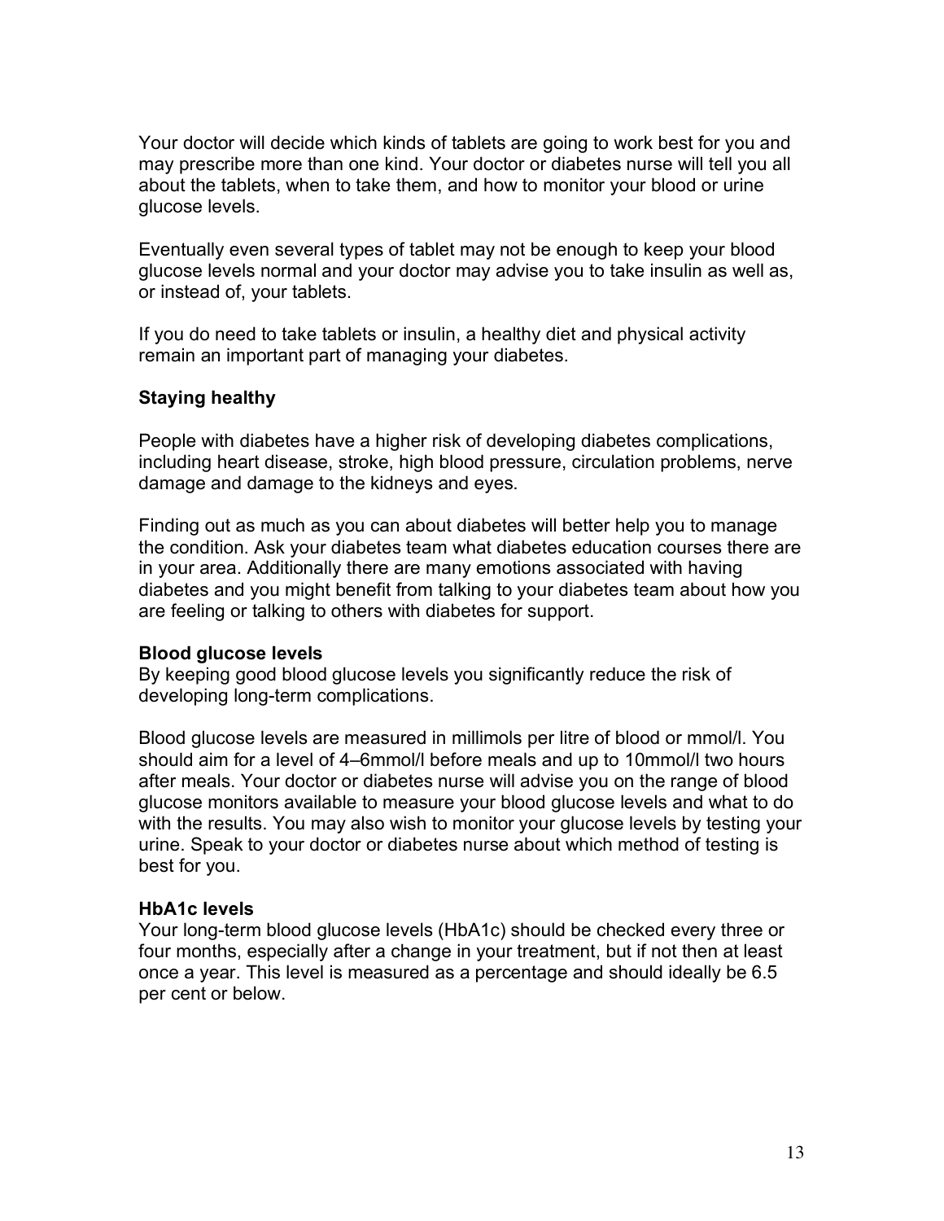Your doctor will decide which kinds of tablets are going to work best for you and may prescribe more than one kind. Your doctor or diabetes nurse will tell you all about the tablets, when to take them, and how to monitor your blood or urine glucose levels.

Eventually even several types of tablet may not be enough to keep your blood glucose levels normal and your doctor may advise you to take insulin as well as, or instead of, your tablets.

If you do need to take tablets or insulin, a healthy diet and physical activity remain an important part of managing your diabetes.

## Staying healthy

People with diabetes have a higher risk of developing diabetes complications, including heart disease, stroke, high blood pressure, circulation problems, nerve damage and damage to the kidneys and eyes.

Finding out as much as you can about diabetes will better help you to manage the condition. Ask your diabetes team what diabetes education courses there are in your area. Additionally there are many emotions associated with having diabetes and you might benefit from talking to your diabetes team about how you are feeling or talking to others with diabetes for support.

### Blood glucose levels

By keeping good blood glucose levels you significantly reduce the risk of developing long-term complications.

Blood glucose levels are measured in millimols per litre of blood or mmol/l. You should aim for a level of 4–6mmol/l before meals and up to 10mmol/l two hours after meals. Your doctor or diabetes nurse will advise you on the range of blood glucose monitors available to measure your blood glucose levels and what to do with the results. You may also wish to monitor your glucose levels by testing your urine. Speak to your doctor or diabetes nurse about which method of testing is best for you.

### HbA1c levels

Your long-term blood glucose levels (HbA1c) should be checked every three or four months, especially after a change in your treatment, but if not then at least once a year. This level is measured as a percentage and should ideally be 6.5 per cent or below.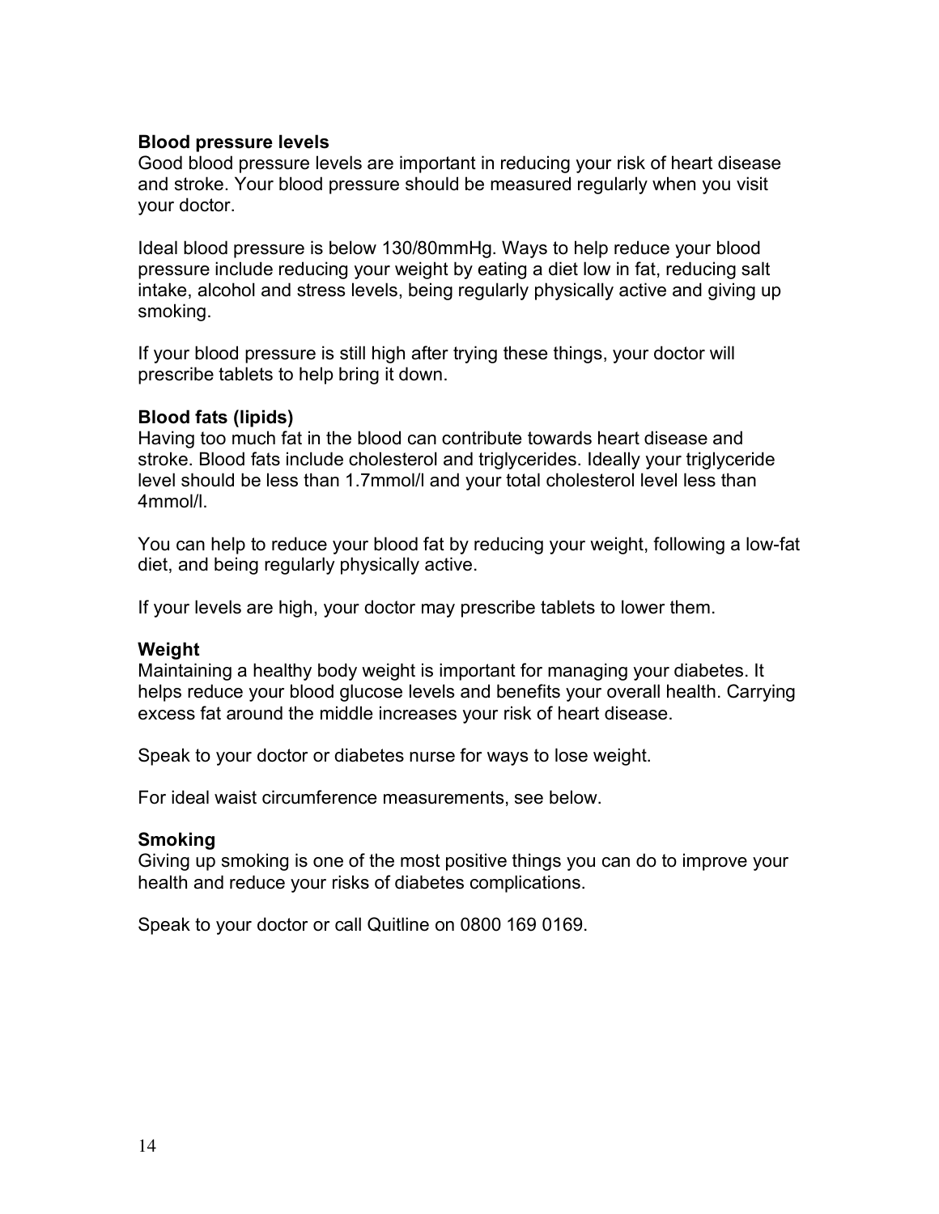### Blood pressure levels

Good blood pressure levels are important in reducing your risk of heart disease and stroke. Your blood pressure should be measured regularly when you visit your doctor.

Ideal blood pressure is below 130/80mmHg. Ways to help reduce your blood pressure include reducing your weight by eating a diet low in fat, reducing salt intake, alcohol and stress levels, being regularly physically active and giving up smoking.

If your blood pressure is still high after trying these things, your doctor will prescribe tablets to help bring it down.

### Blood fats (lipids)

Having too much fat in the blood can contribute towards heart disease and stroke. Blood fats include cholesterol and triglycerides. Ideally your triglyceride level should be less than 1.7mmol/l and your total cholesterol level less than 4mmol/l.

You can help to reduce your blood fat by reducing your weight, following a low-fat diet, and being regularly physically active.

If your levels are high, your doctor may prescribe tablets to lower them.

### Weight

Maintaining a healthy body weight is important for managing your diabetes. It helps reduce your blood glucose levels and benefits your overall health. Carrying excess fat around the middle increases your risk of heart disease.

Speak to your doctor or diabetes nurse for ways to lose weight.

For ideal waist circumference measurements, see below.

### Smoking

Giving up smoking is one of the most positive things you can do to improve your health and reduce your risks of diabetes complications.

Speak to your doctor or call Quitline on 0800 169 0169.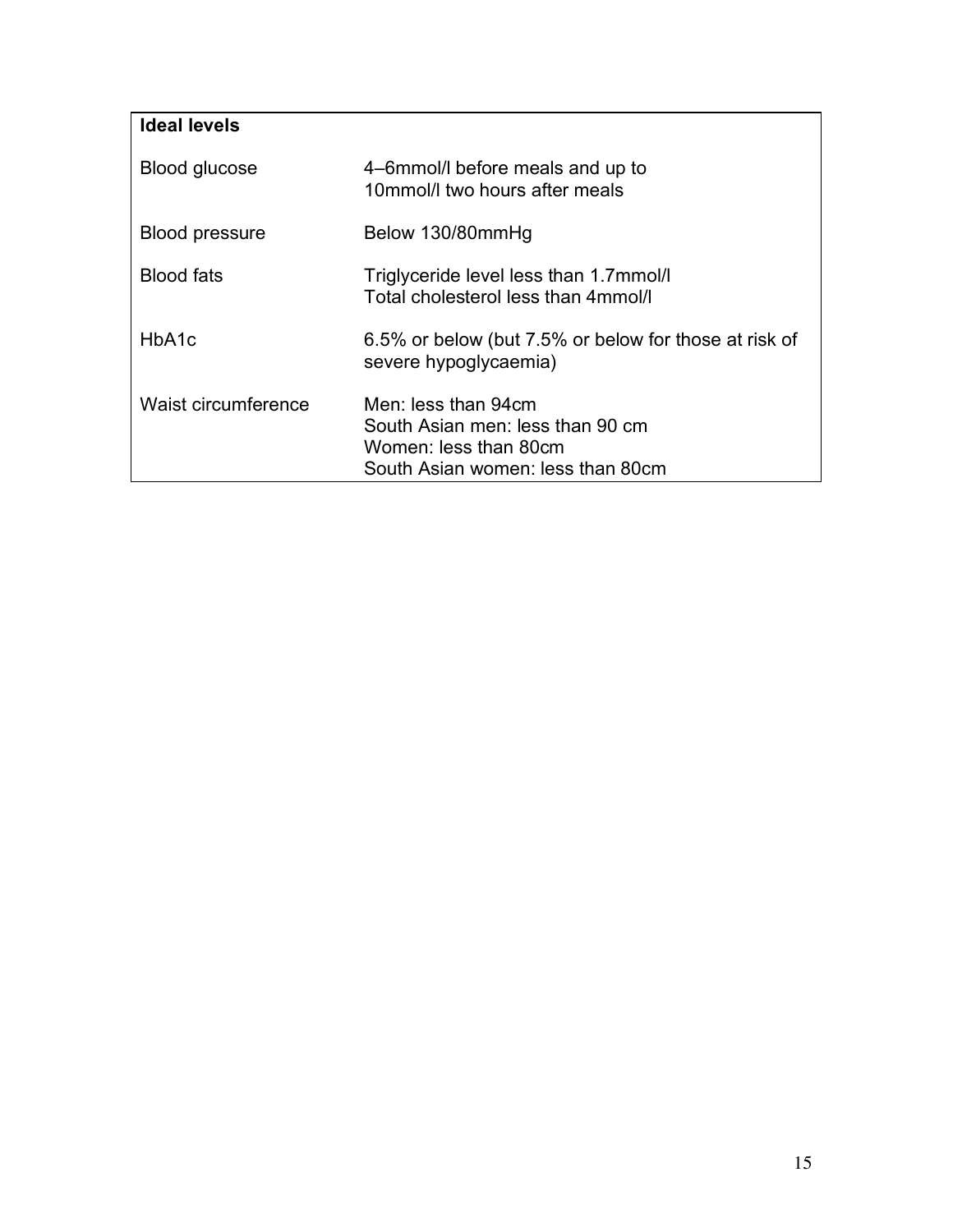| **Ideal levels** | |
| --- | --- |
| Blood glucose | 4–6mmol/l before meals and up to 10mmol/l two hours after meals |
| Blood pressure | Below 130/80mmHg |
| Blood fats | Triglyceride level less than 1.7mmol/l<br>Total cholesterol less than 4mmol/l |
| HbA1c | 6.5% or below (but 7.5% or below for those at risk of severe hypoglycaemia) |
| Waist circumference | Men: less than 94cm<br>South Asian men: less than 90 cm<br>Women: less than 80cm<br>South Asian women: less than 80cm |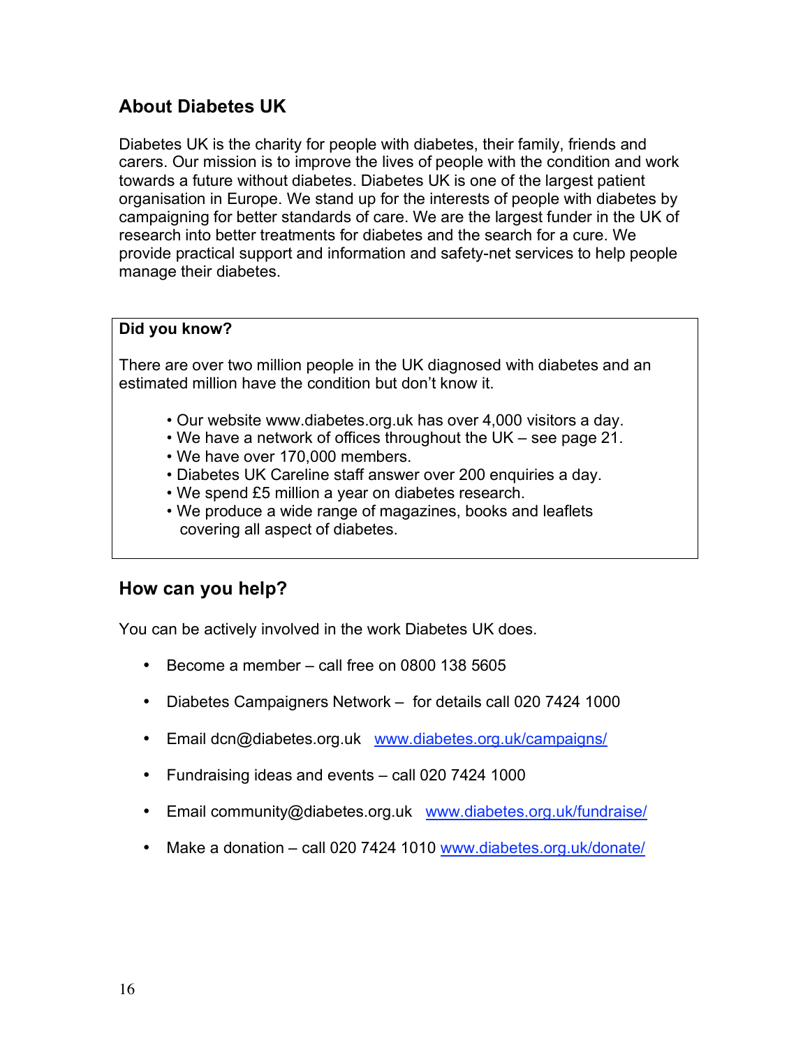## About Diabetes UK

Diabetes UK is the charity for people with diabetes, their family, friends and carers. Our mission is to improve the lives of people with the condition and work towards a future without diabetes. Diabetes UK is one of the largest patient organisation in Europe. We stand up for the interests of people with diabetes by campaigning for better standards of care. We are the largest funder in the UK of research into better treatments for diabetes and the search for a cure. We provide practical support and information and safety-net services to help people manage their diabetes.

> **Did you know?**
>
> There are over two million people in the UK diagnosed with diabetes and an estimated million have the condition but don't know it.
>
> - Our website www.diabetes.org.uk has over 4,000 visitors a day.
> - We have a network of offices throughout the UK – see page 21.
> - We have over 170,000 members.
> - Diabetes UK Careline staff answer over 200 enquiries a day.
> - We spend £5 million a year on diabetes research.
> - We produce a wide range of magazines, books and leaflets covering all aspect of diabetes.

## How can you help?

You can be actively involved in the work Diabetes UK does.

- Become a member – call free on 0800 138 5605
- Diabetes Campaigners Network – for details call 020 7424 1000
- Email dcn@diabetes.org.uk [www.diabetes.org.uk/campaigns/](www.diabetes.org.uk/campaigns/)
- Fundraising ideas and events – call 020 7424 1000
- Email community@diabetes.org.uk [www.diabetes.org.uk/fundraise/](www.diabetes.org.uk/fundraise/)
- Make a donation – call 020 7424 1010 [www.diabetes.org.uk/donate/](www.diabetes.org.uk/donate/)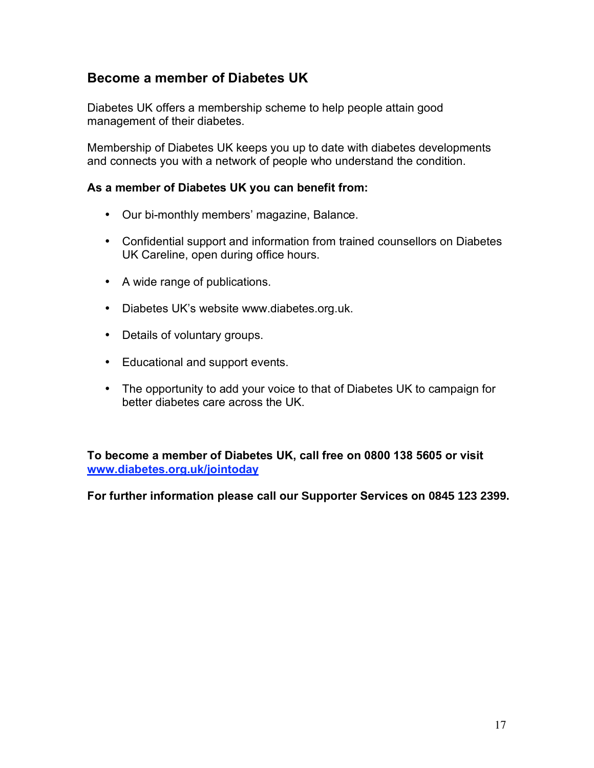## Become a member of Diabetes UK

Diabetes UK offers a membership scheme to help people attain good management of their diabetes.

Membership of Diabetes UK keeps you up to date with diabetes developments and connects you with a network of people who understand the condition.

**As a member of Diabetes UK you can benefit from:**

- Our bi-monthly members' magazine, Balance.
- Confidential support and information from trained counsellors on Diabetes UK Careline, open during office hours.
- A wide range of publications.
- Diabetes UK's website www.diabetes.org.uk.
- Details of voluntary groups.
- Educational and support events.
- The opportunity to add your voice to that of Diabetes UK to campaign for better diabetes care across the UK.

**To become a member of Diabetes UK, call free on 0800 138 5605 or visit [www.diabetes.org.uk/jointoday](www.diabetes.org.uk/jointoday)**

**For further information please call our Supporter Services on 0845 123 2399.**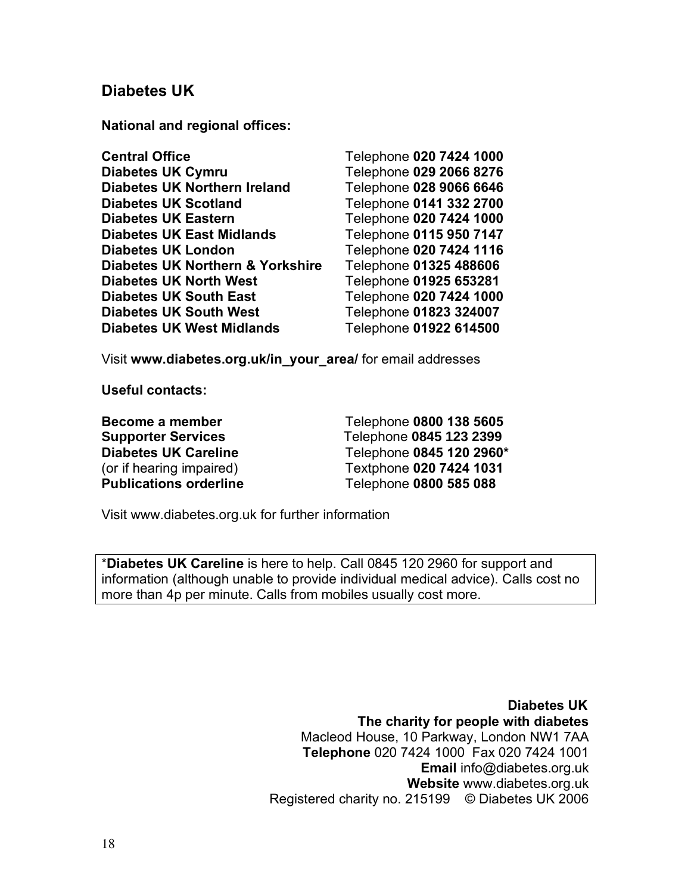## Diabetes UK

**National and regional offices:**

| | |
|---|---|
| **Central Office** | Telephone **020 7424 1000** |
| **Diabetes UK Cymru** | Telephone **029 2066 8276** |
| **Diabetes UK Northern Ireland** | Telephone **028 9066 6646** |
| **Diabetes UK Scotland** | Telephone **0141 332 2700** |
| **Diabetes UK Eastern** | Telephone **020 7424 1000** |
| **Diabetes UK East Midlands** | Telephone **0115 950 7147** |
| **Diabetes UK London** | Telephone **020 7424 1116** |
| **Diabetes UK Northern & Yorkshire** | Telephone **01325 488606** |
| **Diabetes UK North West** | Telephone **01925 653281** |
| **Diabetes UK South East** | Telephone **020 7424 1000** |
| **Diabetes UK South West** | Telephone **01823 324007** |
| **Diabetes UK West Midlands** | Telephone **01922 614500** |

Visit **www.diabetes.org.uk/in_your_area/** for email addresses

**Useful contacts:**

| | |
|---|---|
| **Become a member** | Telephone **0800 138 5605** |
| **Supporter Services** | Telephone **0845 123 2399** |
| **Diabetes UK Careline** | Telephone **0845 120 2960*** |
| (or if hearing impaired) | Textphone **020 7424 1031** |
| **Publications orderline** | Telephone **0800 585 088** |

Visit www.diabetes.org.uk for further information

*__Diabetes UK Careline__ is here to help. Call 0845 120 2960 for support and information (although unable to provide individual medical advice). Calls cost no more than 4p per minute. Calls from mobiles usually cost more.

**Diabetes UK**
**The charity for people with diabetes**
Macleod House, 10 Parkway, London NW1 7AA
**Telephone** 020 7424 1000 Fax 020 7424 1001
**Email** info@diabetes.org.uk
**Website** www.diabetes.org.uk
Registered charity no. 215199 © Diabetes UK 2006